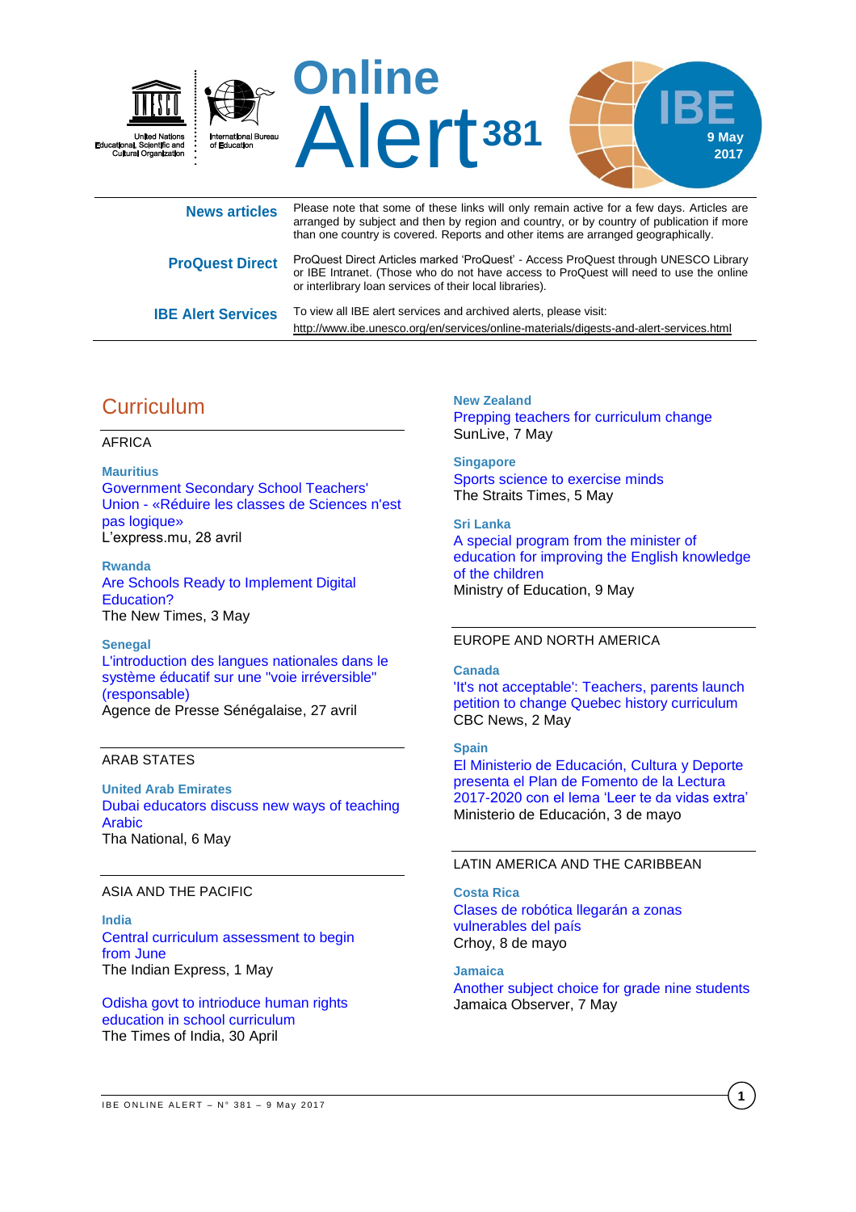# Online Alert 381

**IBE**

**9 May 2017**

United Nations Educational, Scientific and Cultural Organization

International Bureau of Education

| | |
|---|---|
| **News articles** | Please note that some of these links will only remain active for a few days. Articles are arranged by subject and then by region and country, or by country of publication if more than one country is covered. Reports and other items are arranged geographically. |
| **ProQuest Direct** | ProQuest Direct Articles marked 'ProQuest' - Access ProQuest through UNESCO Library or IBE Intranet. (Those who do not have access to ProQuest will need to use the online or interlibrary loan services of their local libraries). |
| **IBE Alert Services** | To view all IBE alert services and archived alerts, please visit: http://www.ibe.unesco.org/en/services/online-materials/digests-and-alert-services.html |

## Curriculum

### AFRICA

**Mauritius**
Government Secondary School Teachers' Union - «Réduire les classes de Sciences n'est pas logique»
L'express.mu, 28 avril

**Rwanda**
Are Schools Ready to Implement Digital Education?
The New Times, 3 May

**Senegal**
L'introduction des langues nationales dans le système éducatif sur une "voie irréversible" (responsable)
Agence de Presse Sénégalaise, 27 avril

### ARAB STATES

**United Arab Emirates**
Dubai educators discuss new ways of teaching Arabic
Tha National, 6 May

### ASIA AND THE PACIFIC

**India**
Central curriculum assessment to begin from June
The Indian Express, 1 May

Odisha govt to intrioduce human rights education in school curriculum
The Times of India, 30 April

**New Zealand**
Prepping teachers for curriculum change
SunLive, 7 May

**Singapore**
Sports science to exercise minds
The Straits Times, 5 May

**Sri Lanka**
A special program from the minister of education for improving the English knowledge of the children
Ministry of Education, 9 May

### EUROPE AND NORTH AMERICA

**Canada**
'It's not acceptable': Teachers, parents launch petition to change Quebec history curriculum
CBC News, 2 May

**Spain**
El Ministerio de Educación, Cultura y Deporte presenta el Plan de Fomento de la Lectura 2017-2020 con el lema 'Leer te da vidas extra'
Ministerio de Educación, 3 de mayo

### LATIN AMERICA AND THE CARIBBEAN

**Costa Rica**
Clases de robótica llegarán a zonas vulnerables del país
Crhoy, 8 de mayo

**Jamaica**
Another subject choice for grade nine students
Jamaica Observer, 7 May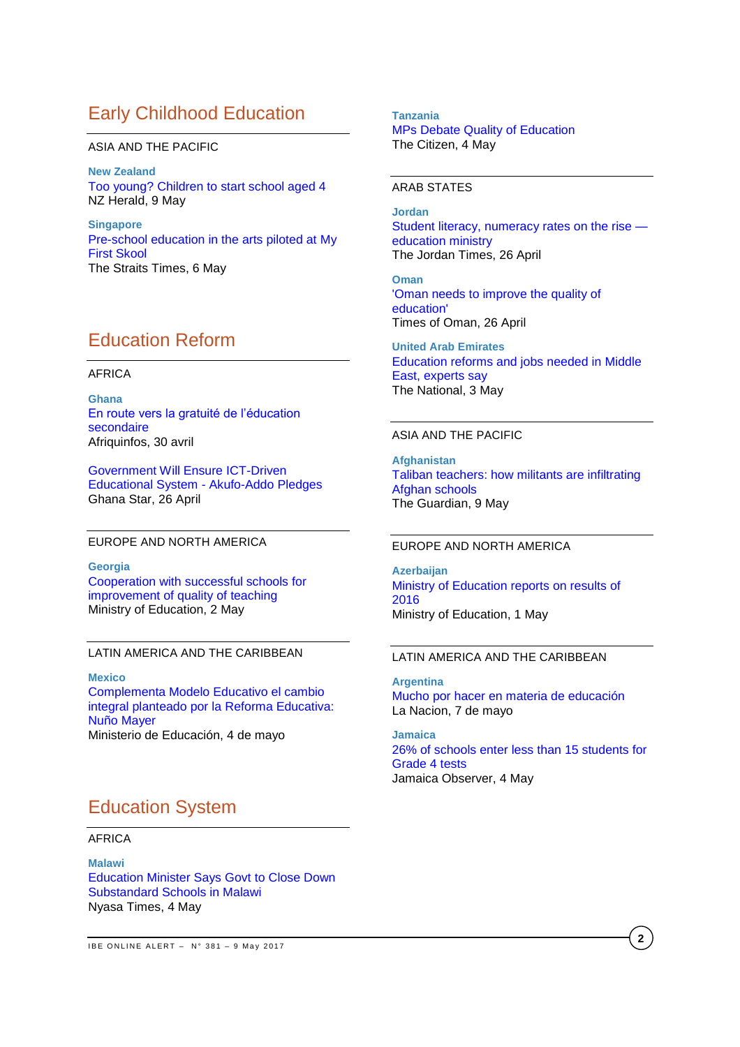## Early Childhood Education

ASIA AND THE PACIFIC

**New Zealand**
Too young? Children to start school aged 4
NZ Herald, 9 May

**Singapore**
Pre-school education in the arts piloted at My First Skool
The Straits Times, 6 May

## Education Reform

AFRICA

**Ghana**
En route vers la gratuité de l'éducation secondaire
Afriquinfos, 30 avril

Government Will Ensure ICT-Driven Educational System - Akufo-Addo Pledges
Ghana Star, 26 April

EUROPE AND NORTH AMERICA

**Georgia**
Cooperation with successful schools for improvement of quality of teaching
Ministry of Education, 2 May

LATIN AMERICA AND THE CARIBBEAN

**Mexico**
Complementa Modelo Educativo el cambio integral planteado por la Reforma Educativa: Nuño Mayer
Ministerio de Educación, 4 de mayo

## Education System

AFRICA

**Malawi**
Education Minister Says Govt to Close Down Substandard Schools in Malawi
Nyasa Times, 4 May

**Tanzania**
MPs Debate Quality of Education
The Citizen, 4 May

ARAB STATES

**Jordan**
Student literacy, numeracy rates on the rise — education ministry
The Jordan Times, 26 April

**Oman**
'Oman needs to improve the quality of education'
Times of Oman, 26 April

**United Arab Emirates**
Education reforms and jobs needed in Middle East, experts say
The National, 3 May

ASIA AND THE PACIFIC

**Afghanistan**
Taliban teachers: how militants are infiltrating Afghan schools
The Guardian, 9 May

EUROPE AND NORTH AMERICA

**Azerbaijan**
Ministry of Education reports on results of 2016
Ministry of Education, 1 May

LATIN AMERICA AND THE CARIBBEAN

**Argentina**
Mucho por hacer en materia de educación
La Nacion, 7 de mayo

**Jamaica**
26% of schools enter less than 15 students for Grade 4 tests
Jamaica Observer, 4 May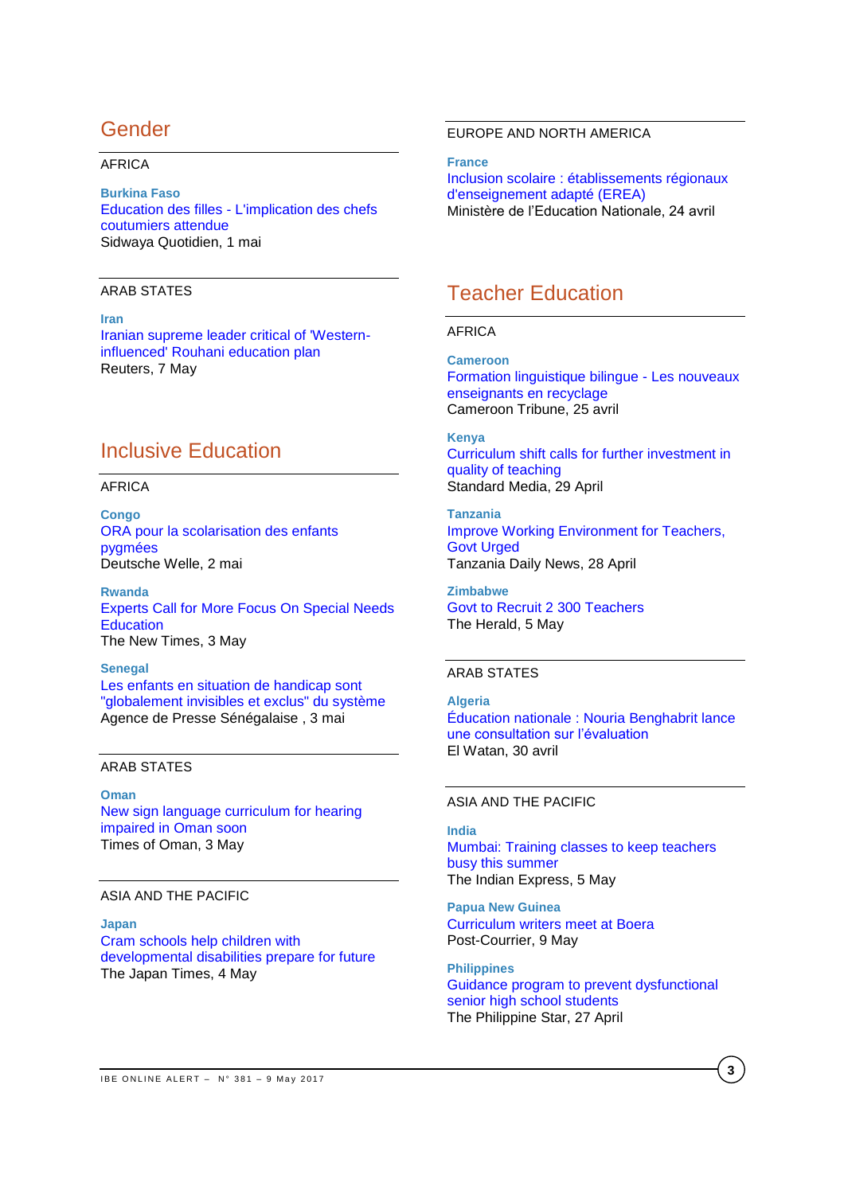## Gender

AFRICA

**Burkina Faso**
Education des filles - L'implication des chefs coutumiers attendue
Sidwaya Quotidien, 1 mai

ARAB STATES

**Iran**
Iranian supreme leader critical of 'Western-influenced' Rouhani education plan
Reuters, 7 May

## Inclusive Education

AFRICA

**Congo**
ORA pour la scolarisation des enfants pygmées
Deutsche Welle, 2 mai

**Rwanda**
Experts Call for More Focus On Special Needs Education
The New Times, 3 May

**Senegal**
Les enfants en situation de handicap sont "globalement invisibles et exclus" du système
Agence de Presse Sénégalaise , 3 mai

ARAB STATES

**Oman**
New sign language curriculum for hearing impaired in Oman soon
Times of Oman, 3 May

ASIA AND THE PACIFIC

**Japan**
Cram schools help children with developmental disabilities prepare for future
The Japan Times, 4 May

EUROPE AND NORTH AMERICA

**France**
Inclusion scolaire : établissements régionaux d'enseignement adapté (EREA)
Ministère de l'Education Nationale, 24 avril

## Teacher Education

AFRICA

**Cameroon**
Formation linguistique bilingue - Les nouveaux enseignants en recyclage
Cameroon Tribune, 25 avril

**Kenya**
Curriculum shift calls for further investment in quality of teaching
Standard Media, 29 April

**Tanzania**
Improve Working Environment for Teachers, Govt Urged
Tanzania Daily News, 28 April

**Zimbabwe**
Govt to Recruit 2 300 Teachers
The Herald, 5 May

ARAB STATES

**Algeria**
Éducation nationale : Nouria Benghabrit lance une consultation sur l'évaluation
El Watan, 30 avril

ASIA AND THE PACIFIC

**India**
Mumbai: Training classes to keep teachers busy this summer
The Indian Express, 5 May

**Papua New Guinea**
Curriculum writers meet at Boera
Post-Courrier, 9 May

**Philippines**
Guidance program to prevent dysfunctional senior high school students
The Philippine Star, 27 April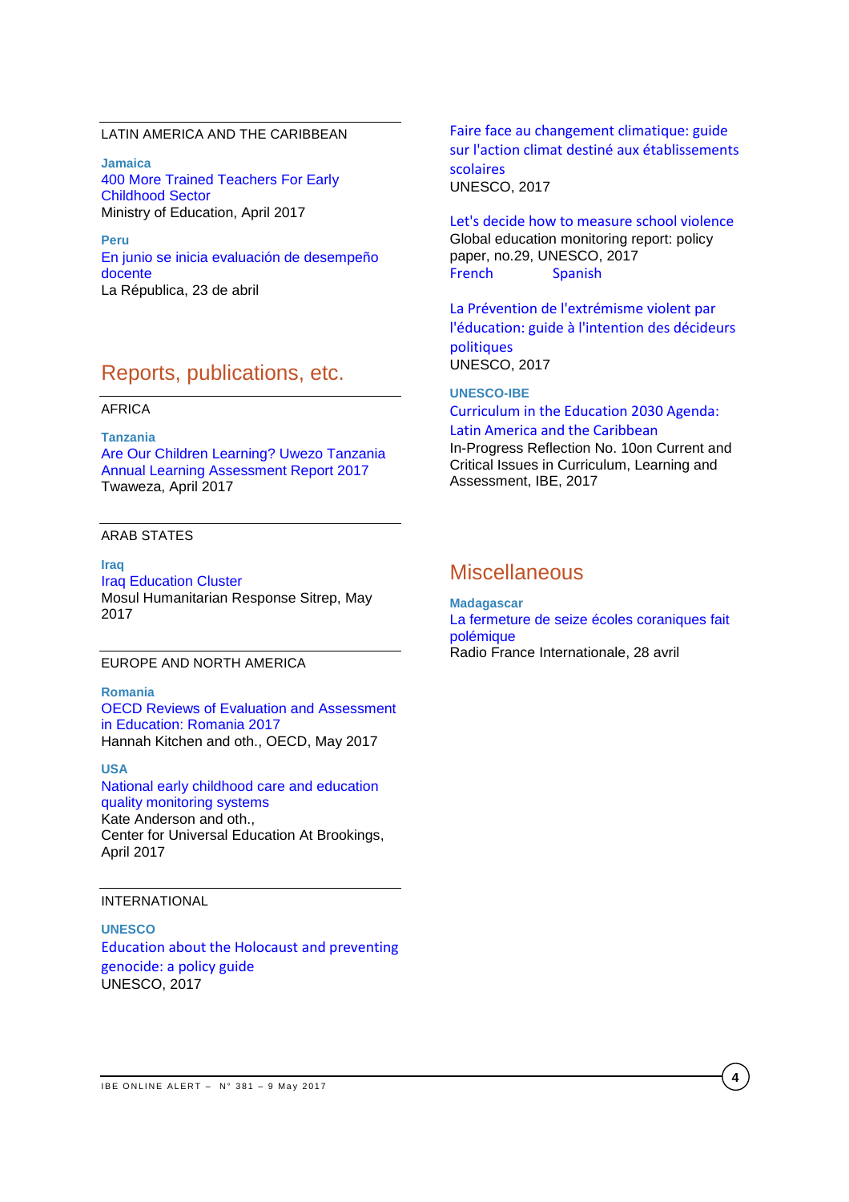LATIN AMERICA AND THE CARIBBEAN

**Jamaica**
400 More Trained Teachers For Early Childhood Sector
Ministry of Education, April 2017

**Peru**
En junio se inicia evaluación de desempeño docente
La Républica, 23 de abril

## Reports, publications, etc.

AFRICA

**Tanzania**
Are Our Children Learning? Uwezo Tanzania Annual Learning Assessment Report 2017
Twaweza, April 2017

ARAB STATES

**Iraq**
Iraq Education Cluster
Mosul Humanitarian Response Sitrep, May 2017

EUROPE AND NORTH AMERICA

**Romania**
OECD Reviews of Evaluation and Assessment in Education: Romania 2017
Hannah Kitchen and oth., OECD, May 2017

**USA**
National early childhood care and education quality monitoring systems
Kate Anderson and oth.,
Center for Universal Education At Brookings, April 2017

INTERNATIONAL

**UNESCO**
Education about the Holocaust and preventing genocide: a policy guide
UNESCO, 2017

Faire face au changement climatique: guide sur l'action climat destiné aux établissements scolaires
UNESCO, 2017

Let's decide how to measure school violence
Global education monitoring report: policy paper, no.29, UNESCO, 2017
French Spanish

La Prévention de l'extrémisme violent par l'éducation: guide à l'intention des décideurs politiques
UNESCO, 2017

**UNESCO-IBE**
Curriculum in the Education 2030 Agenda: Latin America and the Caribbean
In-Progress Reflection No. 10on Current and Critical Issues in Curriculum, Learning and Assessment, IBE, 2017

## Miscellaneous

**Madagascar**
La fermeture de seize écoles coraniques fait polémique
Radio France Internationale, 28 avril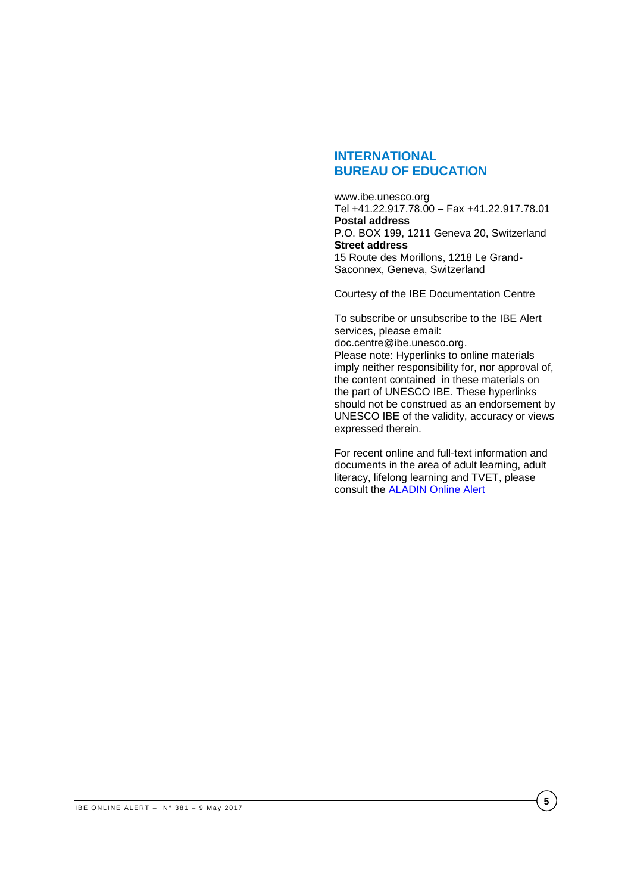## INTERNATIONAL BUREAU OF EDUCATION

www.ibe.unesco.org
Tel +41.22.917.78.00 – Fax +41.22.917.78.01
**Postal address**
P.O. BOX 199, 1211 Geneva 20, Switzerland
**Street address**
15 Route des Morillons, 1218 Le Grand-Saconnex, Geneva, Switzerland

Courtesy of the IBE Documentation Centre

To subscribe or unsubscribe to the IBE Alert services, please email:
doc.centre@ibe.unesco.org.
Please note: Hyperlinks to online materials imply neither responsibility for, nor approval of, the content contained in these materials on the part of UNESCO IBE. These hyperlinks should not be construed as an endorsement by UNESCO IBE of the validity, accuracy or views expressed therein.

For recent online and full-text information and documents in the area of adult learning, adult literacy, lifelong learning and TVET, please consult the ALADIN Online Alert